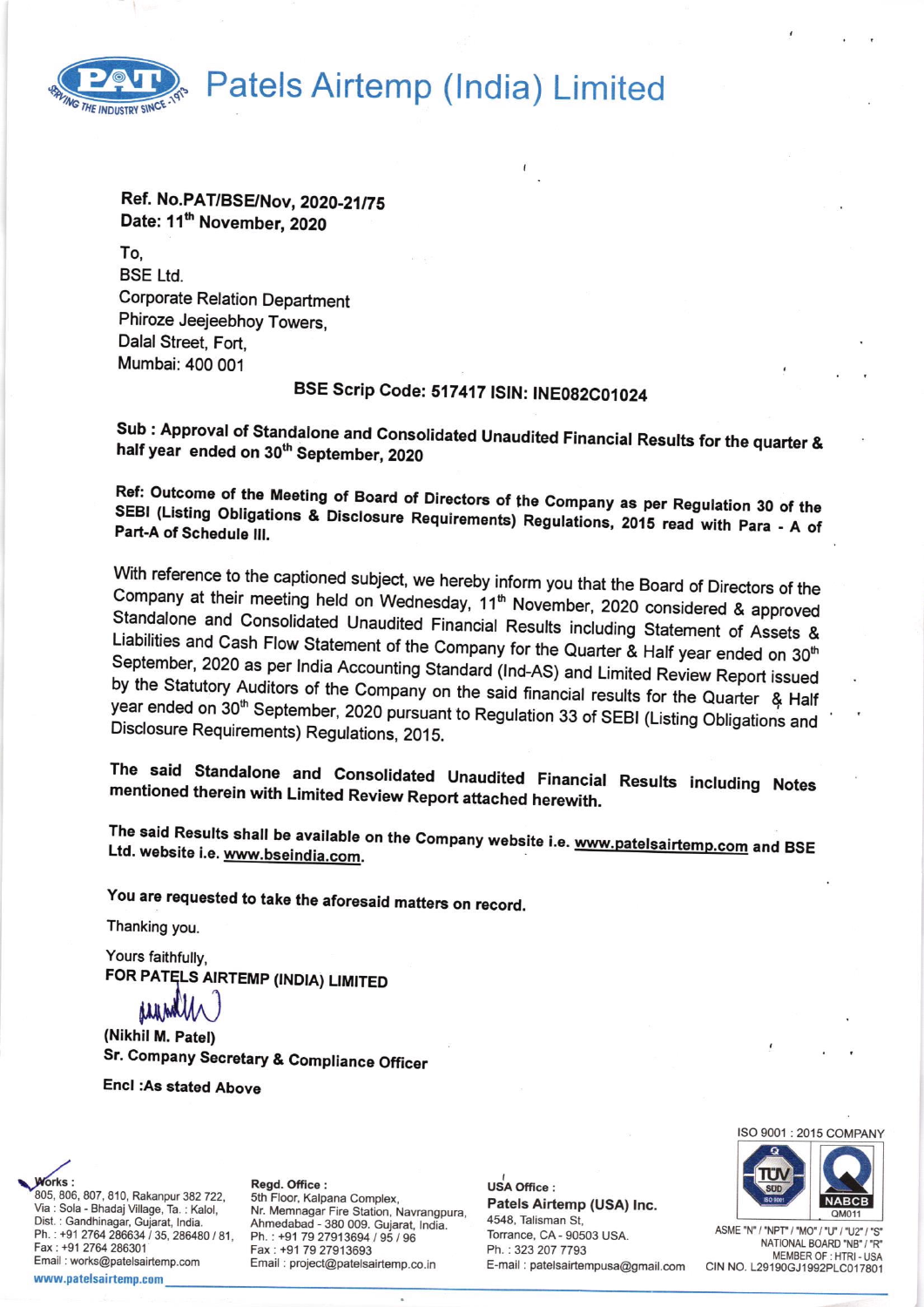# Patels Airtemp (India) Limited

**Ref. No.PAT/BSE/Nov, 2020-21/75**
**Date: 11th November, 2020**

To,
BSE Ltd.
Corporate Relation Department
Phiroze Jeejeebhoy Towers,
Dalal Street, Fort,
Mumbai: 400 001

**BSE Scrip Code: 517417 ISIN: INE082C01024**

**Sub : Approval of Standalone and Consolidated Unaudited Financial Results for the quarter & half year ended on 30th September, 2020**

**Ref: Outcome of the Meeting of Board of Directors of the Company as per Regulation 30 of the SEBI (Listing Obligations & Disclosure Requirements) Regulations, 2015 read with Para - A of Part-A of Schedule III.**

With reference to the captioned subject, we hereby inform you that the Board of Directors of the Company at their meeting held on Wednesday, 11th November, 2020 considered & approved Standalone and Consolidated Unaudited Financial Results including Statement of Assets & Liabilities and Cash Flow Statement of the Company for the Quarter & Half year ended on 30th September, 2020 as per India Accounting Standard (Ind-AS) and Limited Review Report issued by the Statutory Auditors of the Company on the said financial results for the Quarter & Half year ended on 30th September, 2020 pursuant to Regulation 33 of SEBI (Listing Obligations and Disclosure Requirements) Regulations, 2015.

**The said Standalone and Consolidated Unaudited Financial Results including Notes mentioned therein with Limited Review Report attached herewith.**

**The said Results shall be available on the Company website i.e. www.patelsairtemp.com and BSE Ltd. website i.e. www.bseindia.com.**

**You are requested to take the aforesaid matters on record.**

Thanking you.

Yours faithfully,
**FOR PATELS AIRTEMP (INDIA) LIMITED**

**(Nikhil M. Patel)**
**Sr. Company Secretary & Compliance Officer**

**Encl :As stated Above**

**Works :** 805, 806, 807, 810, Rakanpur 382 722, Via : Sola - Bhadaj Village, Ta. : Kalol, Dist. : Gandhinagar, Gujarat, India. Ph. : +91 2764 286634 / 35, 286480 / 81, Fax : +91 2764 286301 Email : works@patelsairtemp.com
www.patelsairtemp.com

**Regd. Office :** 5th Floor, Kalpana Complex, Nr. Memnagar Fire Station, Navrangpura, Ahmedabad - 380 009. Gujarat, India. Ph. : +91 79 27913694 / 95 / 96 Fax : +91 79 27913693 Email : project@patelsairtemp.co.in

**USA Office :** **Patels Airtemp (USA) Inc.** 4548, Talisman St, Torrance, CA - 90503 USA. Ph. : 323 207 7793 E-mail : patelsairtempusa@gmail.com

ISO 9001 : 2015 COMPANY
ASME "N" / "NPT" / "MO" / "U" / "U2" / "S" NATIONAL BOARD "NB" / "R" MEMBER OF : HTRI - USA
CIN NO. L29190GJ1992PLC017801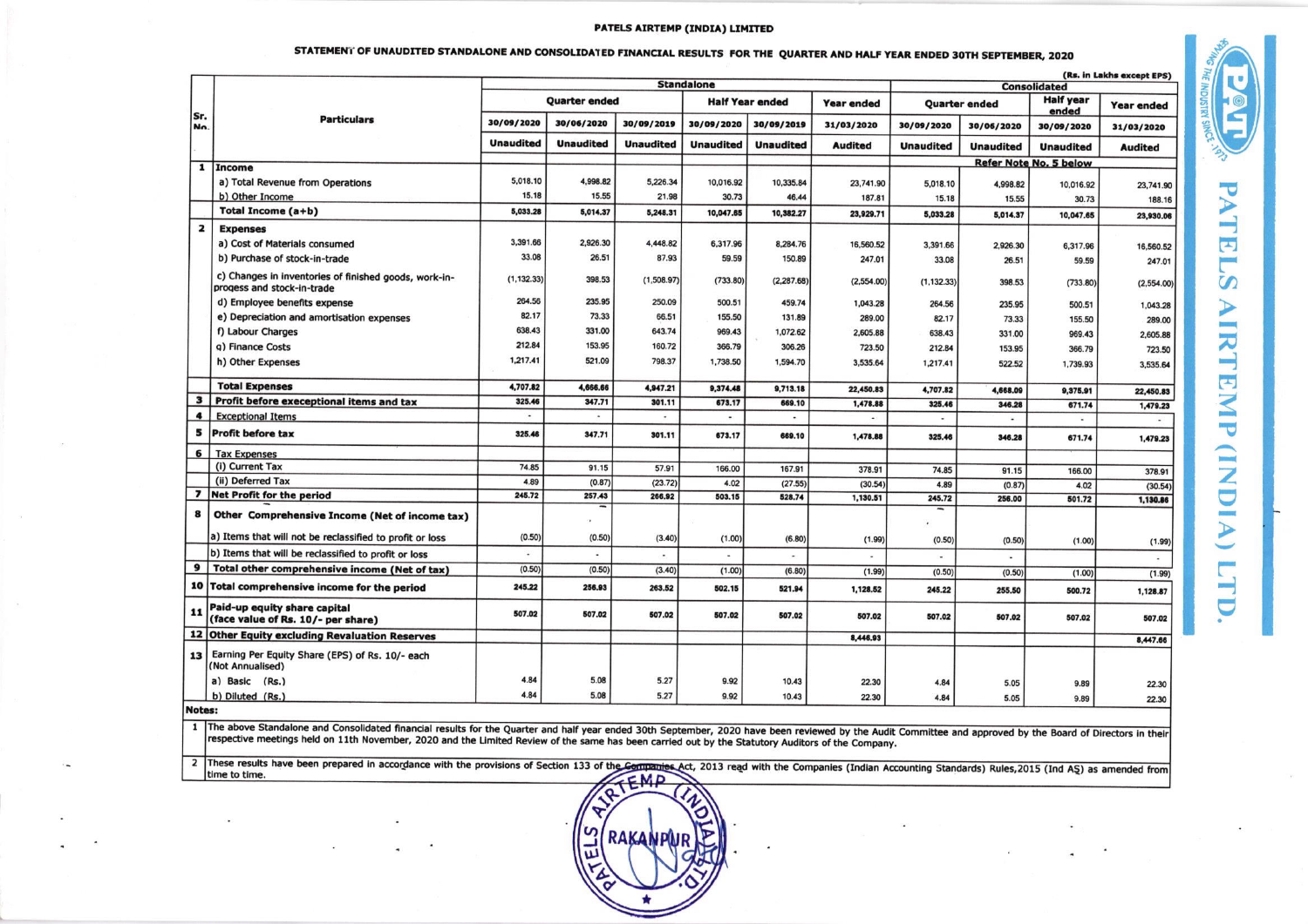# PATELS AIRTEMP (INDIA) LIMITED

## STATEMENT OF UNAUDITED STANDALONE AND CONSOLIDATED FINANCIAL RESULTS FOR THE QUARTER AND HALF YEAR ENDED 30TH SEPTEMBER, 2020

(Rs. in Lakhs except EPS)

| Sr. No. | Particulars | Standalone | | | | | | Consolidated | | | |
|---|---|---|---|---|---|---|---|---|---|---|---|
| | | Quarter ended | | | Half Year ended | | Year ended | Quarter ended | | Half year ended | Year ended |
| | | 30/09/2020 | 30/06/2020 | 30/09/2019 | 30/09/2020 | 30/09/2019 | 31/03/2020 | 30/09/2020 | 30/06/2020 | 30/09/2020 | 31/03/2020 |
| | | Unaudited | Unaudited | Unaudited | Unaudited | Unaudited | Audited | Unaudited | Unaudited | Unaudited | Audited |
| | | | | | | | | Refer Note No. 5 below | | | |
| 1 | **Income** | | | | | | | | | | |
| | a) Total Revenue from Operations | 5,018.10 | 4,998.82 | 5,226.34 | 10,016.92 | 10,335.84 | 23,741.90 | 5,018.10 | 4,998.82 | 10,016.92 | 23,741.90 |
| | b) Other Income | 15.18 | 15.55 | 21.98 | 30.73 | 46.44 | 187.81 | 15.18 | 15.55 | 30.73 | 188.16 |
| | **Total Income (a+b)** | 5,033.28 | 5,014.37 | 5,248.31 | 10,047.65 | 10,382.27 | 23,929.71 | 5,033.28 | 5,014.37 | 10,047.65 | 23,930.06 |
| 2 | **Expenses** | | | | | | | | | | |
| | a) Cost of Materials consumed | 3,391.66 | 2,926.30 | 4,448.82 | 6,317.96 | 8,284.76 | 16,560.52 | 3,391.66 | 2,926.30 | 6,317.96 | 16,560.52 |
| | b) Purchase of stock-in-trade | 33.08 | 26.51 | 87.93 | 59.59 | 150.89 | 247.01 | 33.08 | 26.51 | 59.59 | 247.01 |
| | c) Changes in inventories of finished goods, work-in-progess and stock-in-trade | (1,132.33) | 398.53 | (1,508.97) | (733.80) | (2,287.68) | (2,554.00) | (1,132.33) | 398.53 | (733.80) | (2,554.00) |
| | d) Employee benefits expense | 264.56 | 235.95 | 250.09 | 500.51 | 459.74 | 1,043.28 | 264.56 | 235.95 | 500.51 | 1,043.28 |
| | e) Depreciation and amortisation expenses | 82.17 | 73.33 | 66.51 | 155.50 | 131.89 | 289.00 | 82.17 | 73.33 | 155.50 | 289.00 |
| | f) Labour Charges | 638.43 | 331.00 | 643.74 | 969.43 | 1,072.62 | 2,605.88 | 638.43 | 331.00 | 969.43 | 2,605.88 |
| | g) Finance Costs | 212.84 | 153.95 | 160.72 | 366.79 | 306.26 | 723.50 | 212.84 | 153.95 | 366.79 | 723.50 |
| | h) Other Expenses | 1,217.41 | 521.09 | 798.37 | 1,738.50 | 1,594.70 | 3,535.64 | 1,217.41 | 522.52 | 1,739.93 | 3,535.64 |
| | **Total Expenses** | 4,707.82 | 4,666.66 | 4,947.21 | 9,374.48 | 9,713.18 | 22,450.83 | 4,707.82 | 4,668.09 | 9,375.91 | 22,450.83 |
| 3 | **Profit before exceptional items and tax** | 325.46 | 347.71 | 301.11 | 673.17 | 669.10 | 1,478.88 | 325.46 | 346.28 | 671.74 | 1,479.23 |
| 4 | Exceptional Items | - | - | - | - | - | - | - | - | - | - |
| 5 | **Profit before tax** | 325.46 | 347.71 | 301.11 | 673.17 | 669.10 | 1,478.88 | 325.46 | 346.28 | 671.74 | 1,479.23 |
| 6 | Tax Expenses | | | | | | | | | | |
| | (i) Current Tax | 74.85 | 91.15 | 57.91 | 166.00 | 167.91 | 378.91 | 74.85 | 91.15 | 166.00 | 378.91 |
| | (ii) Deferred Tax | 4.89 | (0.87) | (23.72) | 4.02 | (27.55) | (30.54) | 4.89 | (0.87) | 4.02 | (30.54) |
| 7 | **Net Profit for the period** | 245.72 | 257.43 | 266.92 | 503.15 | 528.74 | 1,130.51 | 245.72 | 256.00 | 501.72 | 1,130.86 |
| 8 | **Other Comprehensive Income (Net of income tax)** | | | | | | | | | | |
| | a) Items that will not be reclassified to profit or loss | (0.50) | (0.50) | (3.40) | (1.00) | (6.80) | (1.99) | (0.50) | (0.50) | (1.00) | (1.99) |
| | b) Items that will be reclassified to profit or loss | - | - | - | - | - | - | - | - | | - |
| 9 | **Total other comprehensive income (Net of tax)** | (0.50) | (0.50) | (3.40) | (1.00) | (6.80) | (1.99) | (0.50) | (0.50) | (1.00) | (1.99) |
| 10 | **Total comprehensive income for the period** | 245.22 | 256.93 | 263.52 | 502.15 | 521.94 | 1,128.52 | 245.22 | 255.50 | 500.72 | 1,128.87 |
| 11 | **Paid-up equity share capital (face value of Rs. 10/- per share)** | 507.02 | 507.02 | 507.02 | 507.02 | 507.02 | 507.02 | 507.02 | 507.02 | 507.02 | 507.02 |
| 12 | **Other Equity excluding Revaluation Reserves** | | | | | | 8,446.93 | | | | 8,447.66 |
| 13 | Earning Per Equity Share (EPS) of Rs. 10/- each (Not Annualised) | | | | | | | | | | |
| | a) Basic (Rs.) | 4.84 | 5.08 | 5.27 | 9.92 | 10.43 | 22.30 | 4.84 | 5.05 | 9.89 | 22.30 |
| | b) Diluted (Rs.) | 4.84 | 5.08 | 5.27 | 9.92 | 10.43 | 22.30 | 4.84 | 5.05 | 9.89 | 22.30 |

**Notes:**

1. The above Standalone and Consolidated financial results for the Quarter and half year ended 30th September, 2020 have been reviewed by the Audit Committee and approved by the Board of Directors in their respective meetings held on 11th November, 2020 and the Limited Review of the same has been carried out by the Statutory Auditors of the Company.
2. These results have been prepared in accordance with the provisions of Section 133 of the Companies Act, 2013 read with the Companies (Indian Accounting Standards) Rules,2015 (Ind AS) as amended from time to time.